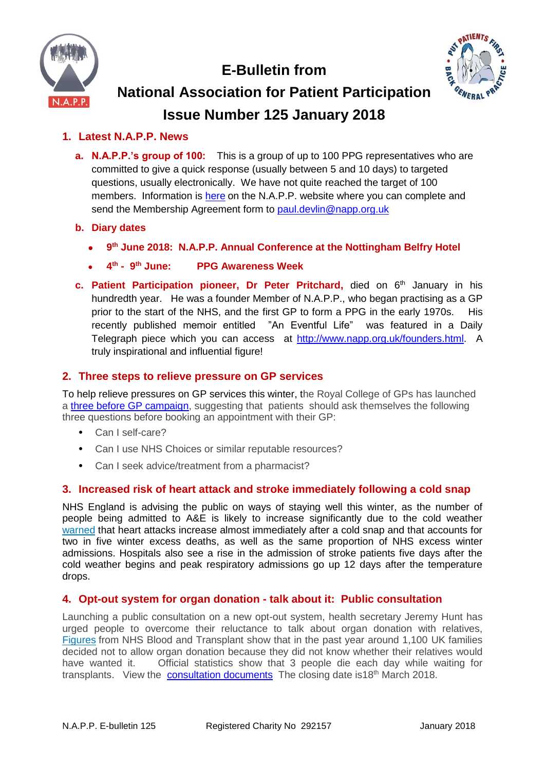# E-Bulletin from National Association for Patient Participation

# Issue Number 125 January 2018

## 1. Latest N.A.P.P. News

a. **N.A.P.P.'s group of 100:** This is a group of up to 100 PPG representatives who are committed to give a quick response (usually between 5 and 10 days) to targeted questions, usually electronically. We have not quite reached the target of 100 members. Information is here on the N.A.P.P. website where you can complete and send the Membership Agreement form to paul.devlin@napp.org.uk

b. **Diary dates**

- **9th June 2018: N.A.P.P. Annual Conference at the Nottingham Belfry Hotel**
- **4th - 9th June: PPG Awareness Week**

c. **Patient Participation pioneer, Dr Peter Pritchard,** died on 6th January in his hundredth year. He was a founder Member of N.A.P.P., who began practising as a GP prior to the start of the NHS, and the first GP to form a PPG in the early 1970s. His recently published memoir entitled "An Eventful Life" was featured in a Daily Telegraph piece which you can access at http://www.napp.org.uk/founders.html. A truly inspirational and influential figure!

## 2. Three steps to relieve pressure on GP services

To help relieve pressures on GP services this winter, the Royal College of GPs has launched a three before GP campaign, suggesting that patients should ask themselves the following three questions before booking an appointment with their GP:

- Can I self-care?
- Can I use NHS Choices or similar reputable resources?
- Can I seek advice/treatment from a pharmacist?

## 3. Increased risk of heart attack and stroke immediately following a cold snap

NHS England is advising the public on ways of staying well this winter, as the number of people being admitted to A&E is likely to increase significantly due to the cold weather warned that heart attacks increase almost immediately after a cold snap and that accounts for two in five winter excess deaths, as well as the same proportion of NHS excess winter admissions. Hospitals also see a rise in the admission of stroke patients five days after the cold weather begins and peak respiratory admissions go up 12 days after the temperature drops.

## 4. Opt-out system for organ donation - talk about it: Public consultation

Launching a public consultation on a new opt-out system, health secretary Jeremy Hunt has urged people to overcome their reluctance to talk about organ donation with relatives, Figures from NHS Blood and Transplant show that in the past year around 1,100 UK families decided not to allow organ donation because they did not know whether their relatives would have wanted it. Official statistics show that 3 people die each day while waiting for transplants. View the consultation documents The closing date is18th March 2018.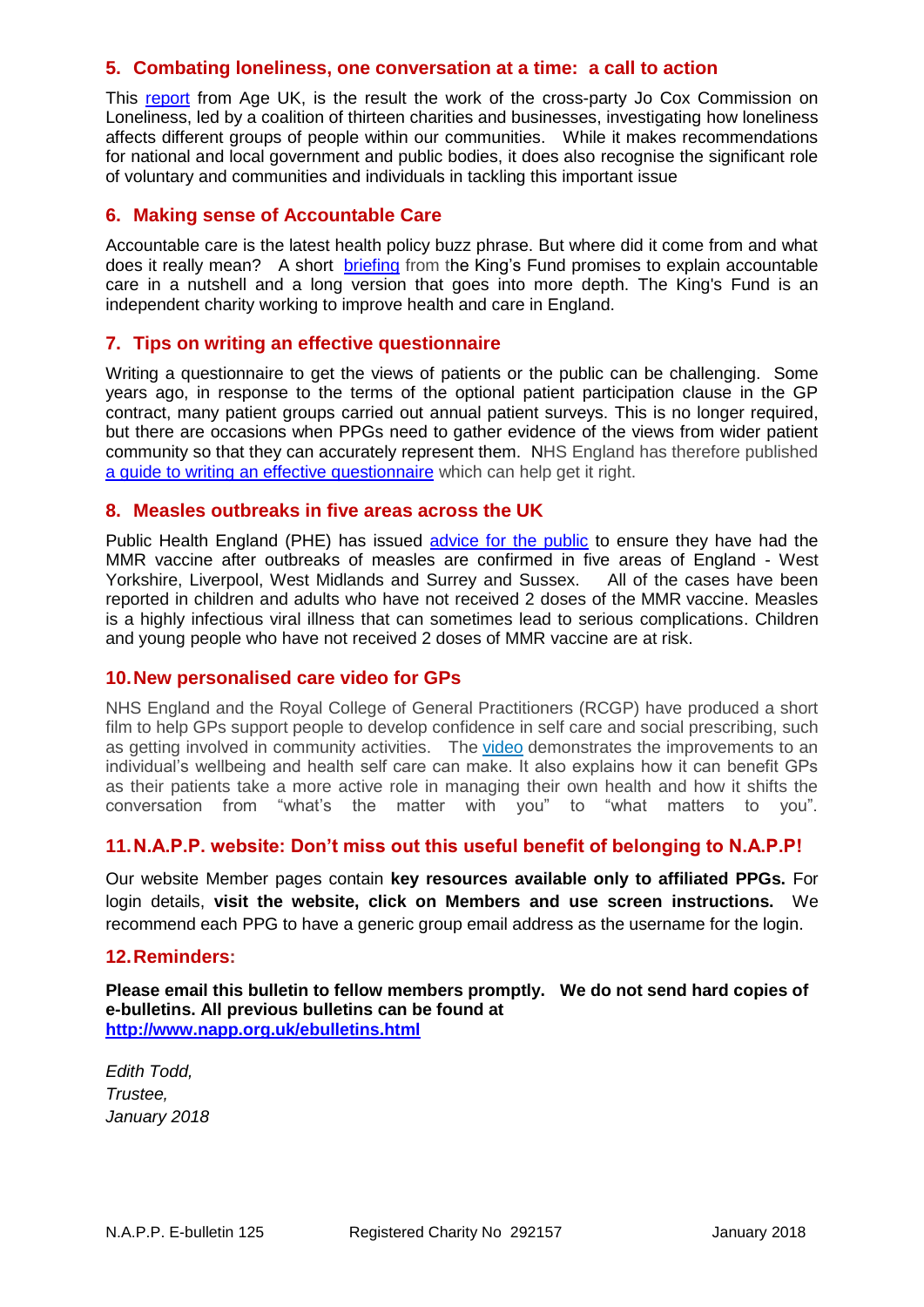## 5. Combating loneliness, one conversation at a time: a call to action

This report from Age UK, is the result the work of the cross-party Jo Cox Commission on Loneliness, led by a coalition of thirteen charities and businesses, investigating how loneliness affects different groups of people within our communities. While it makes recommendations for national and local government and public bodies, it does also recognise the significant role of voluntary and communities and individuals in tackling this important issue

## 6. Making sense of Accountable Care

Accountable care is the latest health policy buzz phrase. But where did it come from and what does it really mean? A short briefing from the King's Fund promises to explain accountable care in a nutshell and a long version that goes into more depth. The King's Fund is an independent charity working to improve health and care in England.

## 7. Tips on writing an effective questionnaire

Writing a questionnaire to get the views of patients or the public can be challenging. Some years ago, in response to the terms of the optional patient participation clause in the GP contract, many patient groups carried out annual patient surveys. This is no longer required, but there are occasions when PPGs need to gather evidence of the views from wider patient community so that they can accurately represent them. NHS England has therefore published a guide to writing an effective questionnaire which can help get it right.

## 8. Measles outbreaks in five areas across the UK

Public Health England (PHE) has issued advice for the public to ensure they have had the MMR vaccine after outbreaks of measles are confirmed in five areas of England - West Yorkshire, Liverpool, West Midlands and Surrey and Sussex. All of the cases have been reported in children and adults who have not received 2 doses of the MMR vaccine. Measles is a highly infectious viral illness that can sometimes lead to serious complications. Children and young people who have not received 2 doses of MMR vaccine are at risk.

## 10. New personalised care video for GPs

NHS England and the Royal College of General Practitioners (RCGP) have produced a short film to help GPs support people to develop confidence in self care and social prescribing, such as getting involved in community activities. The video demonstrates the improvements to an individual's wellbeing and health self care can make. It also explains how it can benefit GPs as their patients take a more active role in managing their own health and how it shifts the conversation from "what's the matter with you" to "what matters to you".

## 11. N.A.P.P. website: Don't miss out this useful benefit of belonging to N.A.P.P!

Our website Member pages contain **key resources available only to affiliated PPGs.** For login details, **visit the website, click on Members and use screen instructions.** We recommend each PPG to have a generic group email address as the username for the login.

## 12. Reminders:

**Please email this bulletin to fellow members promptly. We do not send hard copies of e-bulletins. All previous bulletins can be found at http://www.napp.org.uk/ebulletins.html**

*Edith Todd,*
*Trustee,*
*January 2018*

N.A.P.P. E-bulletin 125 Registered Charity No 292157 January 2018